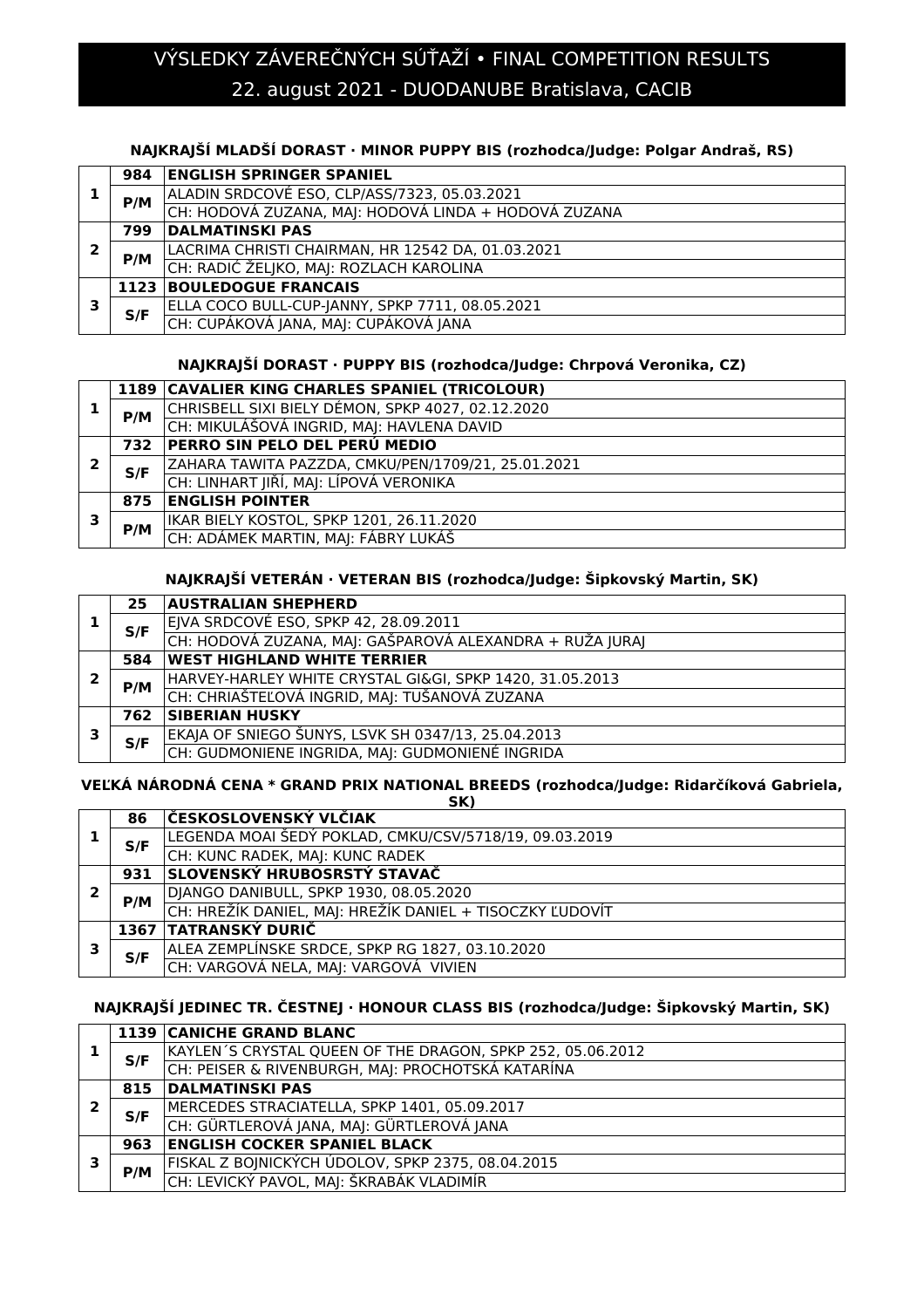# VÝSLEDKY ZÁVEREČNÝCH SÚŤAŽÍ • FINAL COMPETITION RESULTS
## 22. august 2021 - DUODANUBE Bratislava, CACIB

### NAJKRAJŠÍ MLADŠÍ DORAST · MINOR PUPPY BIS (rozhodca/Judge: Polgar Andraš, RS)

| | | |
|---|---|---|
| 1 | 984 | **ENGLISH SPRINGER SPANIEL** |
| | P/M | ALADIN SRDCOVÉ ESO, CLP/ASS/7323, 05.03.2021 |
| | | CH: HODOVÁ ZUZANA, MAJ: HODOVÁ LINDA + HODOVÁ ZUZANA |
| 2 | 799 | **DALMATINSKI PAS** |
| | P/M | LACRIMA CHRISTI CHAIRMAN, HR 12542 DA, 01.03.2021 |
| | | CH: RADIĆ ŽELJKO, MAJ: ROZLACH KAROLINA |
| 3 | 1123 | **BOULEDOGUE FRANCAIS** |
| | S/F | ELLA COCO BULL-CUP-JANNY, SPKP 7711, 08.05.2021 |
| | | CH: CUPÁKOVÁ JANA, MAJ: CUPÁKOVÁ JANA |

### NAJKRAJŠÍ DORAST · PUPPY BIS (rozhodca/Judge: Chrpová Veronika, CZ)

| | | |
|---|---|---|
| 1 | 1189 | **CAVALIER KING CHARLES SPANIEL (TRICOLOUR)** |
| | P/M | CHRISBELL SIXI BIELY DÉMON, SPKP 4027, 02.12.2020 |
| | | CH: MIKULÁŠOVÁ INGRID, MAJ: HAVLENA DAVID |
| 2 | 732 | **PERRO SIN PELO DEL PERÚ MEDIO** |
| | S/F | ZAHARA TAWITA PAZZDA, CMKU/PEN/1709/21, 25.01.2021 |
| | | CH: LINHART JIŘÍ, MAJ: LÍPOVÁ VERONIKA |
| 3 | 875 | **ENGLISH POINTER** |
| | P/M | IKAR BIELY KOSTOL, SPKP 1201, 26.11.2020 |
| | | CH: ADÁMEK MARTIN, MAJ: FÁBRY LUKÁŠ |

### NAJKRAJŠÍ VETERÁN · VETERAN BIS (rozhodca/Judge: Šipkovský Martin, SK)

| | | |
|---|---|---|
| 1 | 25 | **AUSTRALIAN SHEPHERD** |
| | S/F | EJVA SRDCOVÉ ESO, SPKP 42, 28.09.2011 |
| | | CH: HODOVÁ ZUZANA, MAJ: GAŠPAROVÁ ALEXANDRA + RUŽA JURAJ |
| 2 | 584 | **WEST HIGHLAND WHITE TERRIER** |
| | P/M | HARVEY-HARLEY WHITE CRYSTAL GI&GI, SPKP 1420, 31.05.2013 |
| | | CH: CHRIAŠTEĽOVÁ INGRID, MAJ: TUŠANOVÁ ZUZANA |
| 3 | 762 | **SIBERIAN HUSKY** |
| | S/F | EKAJA OF SNIEGO ŠUNYS, LSVK SH 0347/13, 25.04.2013 |
| | | CH: GUDMONIENE INGRIDA, MAJ: GUDMONIENÉ INGRIDA |

### VEĽKÁ NÁRODNÁ CENA * GRAND PRIX NATIONAL BREEDS (rozhodca/Judge: Ridarčíková Gabriela, SK)

| | | |
|---|---|---|
| 1 | 86 | **ČESKOSLOVENSKÝ VLČIAK** |
| | S/F | LEGENDA MOAI ŠEDÝ POKLAD, CMKU/CSV/5718/19, 09.03.2019 |
| | | CH: KUNC RADEK, MAJ: KUNC RADEK |
| 2 | 931 | **SLOVENSKÝ HRUBOSRSTÝ STAVAČ** |
| | P/M | DJANGO DANIBULL, SPKP 1930, 08.05.2020 |
| | | CH: HREŽÍK DANIEL, MAJ: HREŽÍK DANIEL + TISOCZKY ĽUDOVÍT |
| 3 | 1367 | **TATRANSKÝ DURIČ** |
| | S/F | ALEA ZEMPLÍNSKE SRDCE, SPKP RG 1827, 03.10.2020 |
| | | CH: VARGOVÁ NELA, MAJ: VARGOVÁ VIVIEN |

### NAJKRAJŠÍ JEDINEC TR. ČESTNEJ · HONOUR CLASS BIS (rozhodca/Judge: Šipkovský Martin, SK)

| | | |
|---|---|---|
| 1 | 1139 | **CANICHE GRAND BLANC** |
| | S/F | KAYLEN´S CRYSTAL QUEEN OF THE DRAGON, SPKP 252, 05.06.2012 |
| | | CH: PEISER & RIVENBURGH, MAJ: PROCHOTSKÁ KATARÍNA |
| 2 | 815 | **DALMATINSKI PAS** |
| | S/F | MERCEDES STRACIATELLA, SPKP 1401, 05.09.2017 |
| | | CH: GÜRTLEROVÁ JANA, MAJ: GÜRTLEROVÁ JANA |
| 3 | 963 | **ENGLISH COCKER SPANIEL BLACK** |
| | P/M | FISKAL Z BOJNICKÝCH ÚDOLOV, SPKP 2375, 08.04.2015 |
| | | CH: LEVICKÝ PAVOL, MAJ: ŠKRABÁK VLADIMÍR |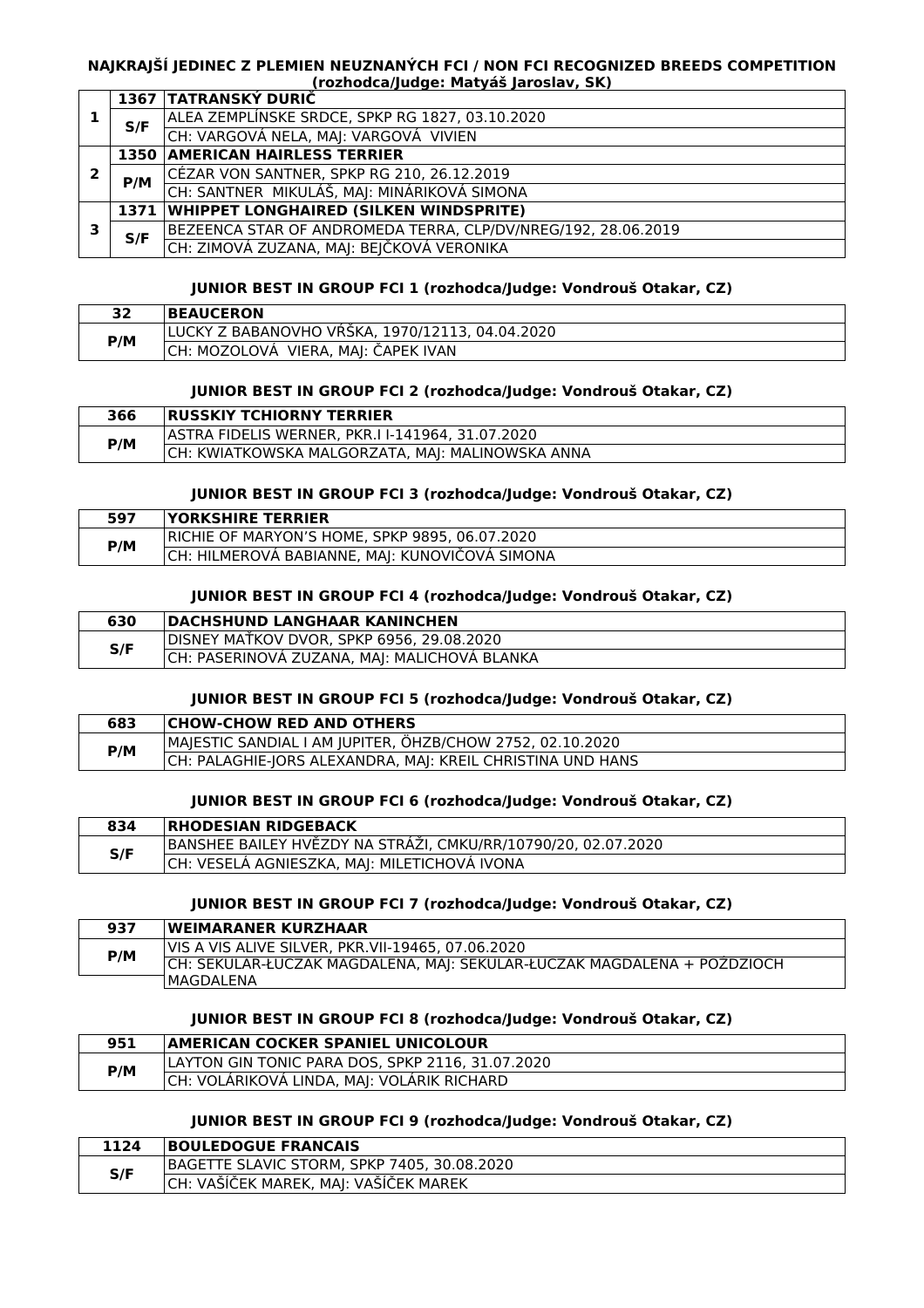#### NAJKRAJŠÍ JEDINEC Z PLEMIEN NEUZNANÝCH FCI / NON FCI RECOGNIZED BREEDS COMPETITION
#### (rozhodca/Judge: Matyáš Jaroslav, SK)

| | | |
|---|---|---|
| 1 | 1367 | **TATRANSKÝ DURIČ** |
| | S/F | ALEA ZEMPLÍNSKE SRDCE, SPKP RG 1827, 03.10.2020 |
| | | CH: VARGOVÁ NELA, MAJ: VARGOVÁ VIVIEN |
| 2 | 1350 | **AMERICAN HAIRLESS TERRIER** |
| | P/M | CÉZAR VON SANTNER, SPKP RG 210, 26.12.2019 |
| | | CH: SANTNER MIKULÁŠ, MAJ: MINÁRIKOVÁ SIMONA |
| 3 | 1371 | **WHIPPET LONGHAIRED (SILKEN WINDSPRITE)** |
| | S/F | BEZEENCA STAR OF ANDROMEDA TERRA, CLP/DV/NREG/192, 28.06.2019 |
| | | CH: ZIMOVÁ ZUZANA, MAJ: BEJČKOVÁ VERONIKA |

#### JUNIOR BEST IN GROUP FCI 1 (rozhodca/Judge: Vondrouš Otakar, CZ)

| | |
|---|---|
| 32 | **BEAUCERON** |
| P/M | LUCKY Z BABANOVHO VŔŠKA, 1970/12113, 04.04.2020 |
| | CH: MOZOLOVÁ VIERA, MAJ: ČAPEK IVAN |

#### JUNIOR BEST IN GROUP FCI 2 (rozhodca/Judge: Vondrouš Otakar, CZ)

| | |
|---|---|
| 366 | **RUSSKIY TCHIORNY TERRIER** |
| P/M | ASTRA FIDELIS WERNER, PKR.I I-141964, 31.07.2020 |
| | CH: KWIATKOWSKA MALGORZATA, MAJ: MALINOWSKA ANNA |

#### JUNIOR BEST IN GROUP FCI 3 (rozhodca/Judge: Vondrouš Otakar, CZ)

| | |
|---|---|
| 597 | **YORKSHIRE TERRIER** |
| P/M | RICHIE OF MARYON'S HOME, SPKP 9895, 06.07.2020 |
| | CH: HILMEROVÁ BABIANNE, MAJ: KUNOVIČOVÁ SIMONA |

#### JUNIOR BEST IN GROUP FCI 4 (rozhodca/Judge: Vondrouš Otakar, CZ)

| | |
|---|---|
| 630 | **DACHSHUND LANGHAAR KANINCHEN** |
| S/F | DISNEY MAŤKOV DVOR, SPKP 6956, 29.08.2020 |
| | CH: PASERINOVÁ ZUZANA, MAJ: MALICHOVÁ BLANKA |

#### JUNIOR BEST IN GROUP FCI 5 (rozhodca/Judge: Vondrouš Otakar, CZ)

| | |
|---|---|
| 683 | **CHOW-CHOW RED AND OTHERS** |
| P/M | MAJESTIC SANDIAL I AM JUPITER, ÖHZB/CHOW 2752, 02.10.2020 |
| | CH: PALAGHIE-JORS ALEXANDRA, MAJ: KREIL CHRISTINA UND HANS |

#### JUNIOR BEST IN GROUP FCI 6 (rozhodca/Judge: Vondrouš Otakar, CZ)

| | |
|---|---|
| 834 | **RHODESIAN RIDGEBACK** |
| S/F | BANSHEE BAILEY HVĚZDY NA STRÁŽI, CMKU/RR/10790/20, 02.07.2020 |
| | CH: VESELÁ AGNIESZKA, MAJ: MILETICHOVÁ IVONA |

#### JUNIOR BEST IN GROUP FCI 7 (rozhodca/Judge: Vondrouš Otakar, CZ)

| | |
|---|---|
| 937 | **WEIMARANER KURZHAAR** |
| P/M | VIS A VIS ALIVE SILVER, PKR.VII-19465, 07.06.2020 |
| | CH: SEKULAR-ŁUCZAK MAGDALENA, MAJ: SEKULAR-ŁUCZAK MAGDALENA + POŹDZIOCH MAGDALENA |

#### JUNIOR BEST IN GROUP FCI 8 (rozhodca/Judge: Vondrouš Otakar, CZ)

| | |
|---|---|
| 951 | **AMERICAN COCKER SPANIEL UNICOLOUR** |
| P/M | LAYTON GIN TONIC PARA DOS, SPKP 2116, 31.07.2020 |
| | CH: VOLÁRIKOVÁ LINDA, MAJ: VOLÁRIK RICHARD |

#### JUNIOR BEST IN GROUP FCI 9 (rozhodca/Judge: Vondrouš Otakar, CZ)

| | |
|---|---|
| 1124 | **BOULEDOGUE FRANCAIS** |
| S/F | BAGETTE SLAVIC STORM, SPKP 7405, 30.08.2020 |
| | CH: VAŠÍČEK MAREK, MAJ: VAŠÍČEK MAREK |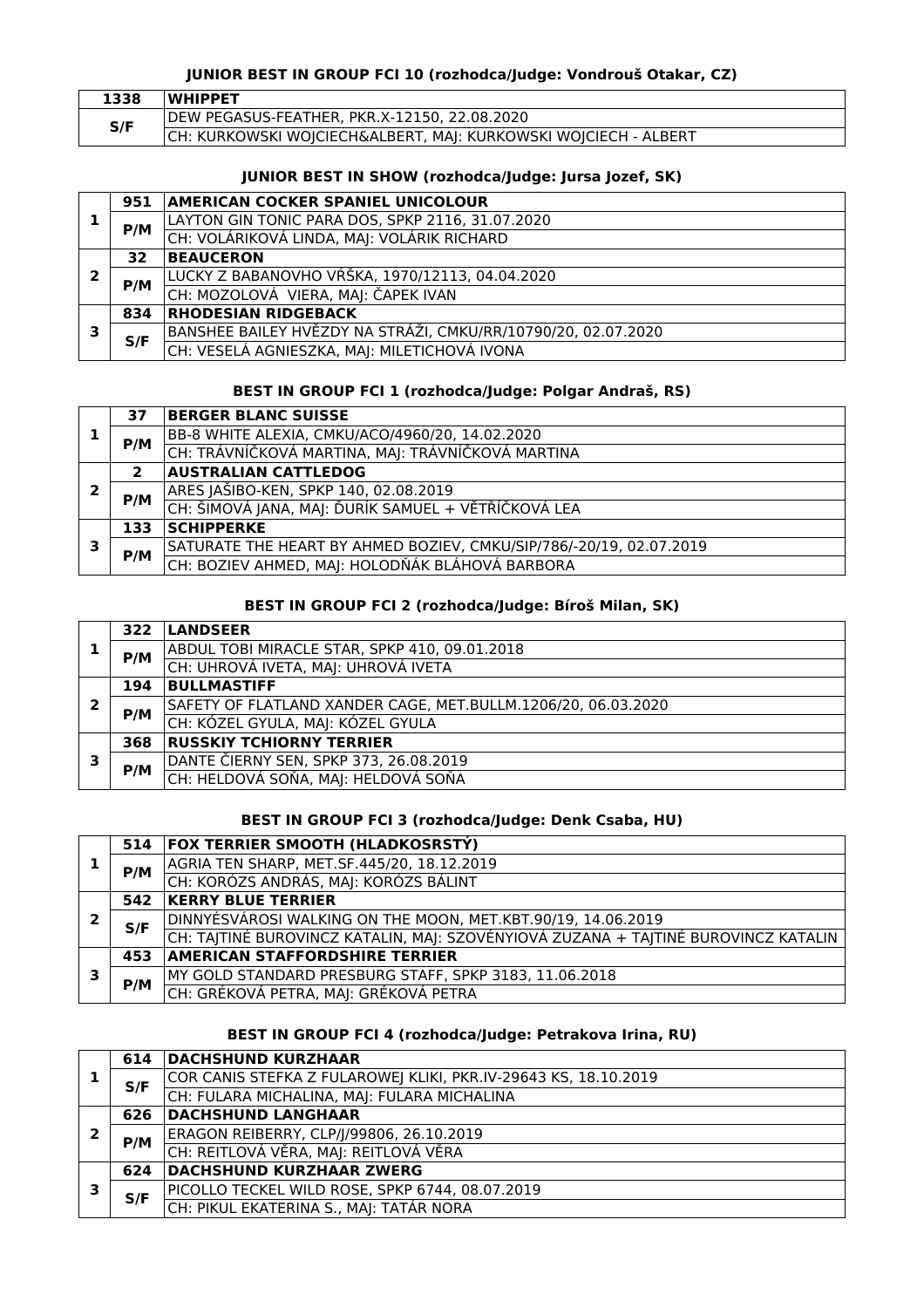### JUNIOR BEST IN GROUP FCI 10 (rozhodca/Judge: Vondrouš Otakar, CZ)

| 1338 | WHIPPET |
|---|---|
| S/F | DEW PEGASUS-FEATHER, PKR.X-12150, 22.08.2020 |
| | CH: KURKOWSKI WOJCIECH&ALBERT, MAJ: KURKOWSKI WOJCIECH - ALBERT |

### JUNIOR BEST IN SHOW (rozhodca/Judge: Jursa Jozef, SK)

| | | |
|---|---|---|
| 1 | 951 | AMERICAN COCKER SPANIEL UNICOLOUR |
| | P/M | LAYTON GIN TONIC PARA DOS, SPKP 2116, 31.07.2020 |
| | | CH: VOLÁRIKOVÁ LINDA, MAJ: VOLÁRIK RICHARD |
| 2 | 32 | BEAUCERON |
| | P/M | LUCKY Z BABANOVHO VŔŠKA, 1970/12113, 04.04.2020 |
| | | CH: MOZOLOVÁ VIERA, MAJ: ČAPEK IVAN |
| 3 | 834 | RHODESIAN RIDGEBACK |
| | S/F | BANSHEE BAILEY HVĚZDY NA STRÁŽI, CMKU/RR/10790/20, 02.07.2020 |
| | | CH: VESELÁ AGNIESZKA, MAJ: MILETICHOVÁ IVONA |

### BEST IN GROUP FCI 1 (rozhodca/Judge: Polgar Andraš, RS)

| | | |
|---|---|---|
| 1 | 37 | BERGER BLANC SUISSE |
| | P/M | BB-8 WHITE ALEXIA, CMKU/ACO/4960/20, 14.02.2020 |
| | | CH: TRÁVNÍČKOVÁ MARTINA, MAJ: TRÁVNÍČKOVÁ MARTINA |
| 2 | 2 | AUSTRALIAN CATTLEDOG |
| | P/M | ARES JAŠIBO-KEN, SPKP 140, 02.08.2019 |
| | | CH: ŠIMOVÁ JANA, MAJ: ĎURÍK SAMUEL + VĚTŘÍČKOVÁ LEA |
| 3 | 133 | SCHIPPERKE |
| | P/M | SATURATE THE HEART BY AHMED BOZIEV, CMKU/SIP/786/-20/19, 02.07.2019 |
| | | CH: BOZIEV AHMED, MAJ: HOLODŇÁK BLÁHOVÁ BARBORA |

### BEST IN GROUP FCI 2 (rozhodca/Judge: Bíroš Milan, SK)

| | | |
|---|---|---|
| 1 | 322 | LANDSEER |
| | P/M | ABDUL TOBI MIRACLE STAR, SPKP 410, 09.01.2018 |
| | | CH: UHROVÁ IVETA, MAJ: UHROVÁ IVETA |
| 2 | 194 | BULLMASTIFF |
| | P/M | SAFETY OF FLATLAND XANDER CAGE, MET.BULLM.1206/20, 06.03.2020 |
| | | CH: KÓZEL GYULA, MAJ: KÓZEL GYULA |
| 3 | 368 | RUSSKIY TCHIORNY TERRIER |
| | P/M | DANTE ČIERNY SEN, SPKP 373, 26.08.2019 |
| | | CH: HELDOVÁ SOŇA, MAJ: HELDOVÁ SOŇA |

### BEST IN GROUP FCI 3 (rozhodca/Judge: Denk Csaba, HU)

| | | |
|---|---|---|
| 1 | 514 | FOX TERRIER SMOOTH (HLADKOSRSTÝ) |
| | P/M | AGRIA TEN SHARP, MET.SF.445/20, 18.12.2019 |
| | | CH: KORÓZS ANDRÁS, MAJ: KORÓZS BÁLINT |
| 2 | 542 | KERRY BLUE TERRIER |
| | S/F | DINNYÉSVÁROSI WALKING ON THE MOON, MET.KBT.90/19, 14.06.2019 |
| | | CH: TAJTINÉ BUROVINCZ KATALIN, MAJ: SZOVÉNYIOVÁ ZUZANA + TAJTINÉ BUROVINCZ KATALIN |
| 3 | 453 | AMERICAN STAFFORDSHIRE TERRIER |
| | P/M | MY GOLD STANDARD PRESBURG STAFF, SPKP 3183, 11.06.2018 |
| | | CH: GRÉKOVÁ PETRA, MAJ: GRÉKOVÁ PETRA |

### BEST IN GROUP FCI 4 (rozhodca/Judge: Petrakova Irina, RU)

| | | |
|---|---|---|
| 1 | 614 | DACHSHUND KURZHAAR |
| | S/F | COR CANIS STEFKA Z FULAROWEJ KLIKI, PKR.IV-29643 KS, 18.10.2019 |
| | | CH: FULARA MICHALINA, MAJ: FULARA MICHALINA |
| 2 | 626 | DACHSHUND LANGHAAR |
| | P/M | ERAGON REIBERRY, CLP/J/99806, 26.10.2019 |
| | | CH: REITLOVÁ VĚRA, MAJ: REITLOVÁ VĚRA |
| 3 | 624 | DACHSHUND KURZHAAR ZWERG |
| | S/F | PICOLLO TECKEL WILD ROSE, SPKP 6744, 08.07.2019 |
| | | CH: PIKUL EKATERINA S., MAJ: TATÁR NORA |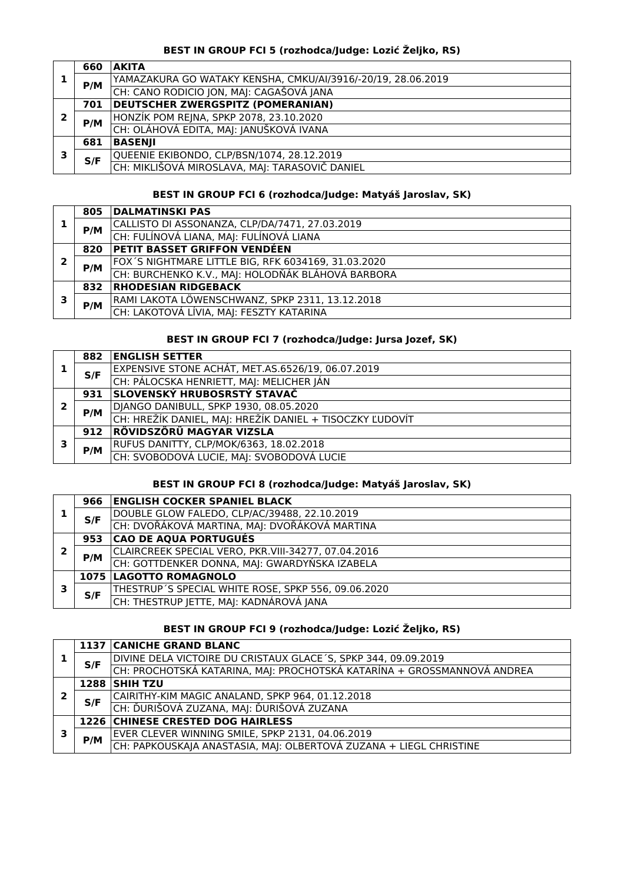### BEST IN GROUP FCI 5 (rozhodca/Judge: Lozić Željko, RS)

| | | |
|---|---|---|
| 1 | 660 | **AKITA** |
| | P/M | YAMAZAKURA GO WATAKY KENSHA, CMKU/AI/3916/-20/19, 28.06.2019 |
| | | CH: CANO RODICIO JON, MAJ: CAGAŠOVÁ JANA |
| 2 | 701 | **DEUTSCHER ZWERGSPITZ (POMERANIAN)** |
| | P/M | HONZÍK POM REJNA, SPKP 2078, 23.10.2020 |
| | | CH: OLÁHOVÁ EDITA, MAJ: JANUŠKOVÁ IVANA |
| 3 | 681 | **BASENJI** |
| | S/F | QUEENIE EKIBONDO, CLP/BSN/1074, 28.12.2019 |
| | | CH: MIKLIŠOVÁ MIROSLAVA, MAJ: TARASOVIČ DANIEL |

### BEST IN GROUP FCI 6 (rozhodca/Judge: Matyáš Jaroslav, SK)

| | | |
|---|---|---|
| 1 | 805 | **DALMATINSKI PAS** |
| | P/M | CALLISTO DI ASSONANZA, CLP/DA/7471, 27.03.2019 |
| | | CH: FULÍNOVÁ LIANA, MAJ: FULÍNOVÁ LIANA |
| 2 | 820 | **PETIT BASSET GRIFFON VENDÉEN** |
| | P/M | FOX´S NIGHTMARE LITTLE BIG, RFK 6034169, 31.03.2020 |
| | | CH: BURCHENKO K.V., MAJ: HOLODŇÁK BLÁHOVÁ BARBORA |
| 3 | 832 | **RHODESIAN RIDGEBACK** |
| | P/M | RAMI LAKOTA LÖWENSCHWANZ, SPKP 2311, 13.12.2018 |
| | | CH: LAKOTOVÁ LÍVIA, MAJ: FESZTY KATARINA |

### BEST IN GROUP FCI 7 (rozhodca/Judge: Jursa Jozef, SK)

| | | |
|---|---|---|
| 1 | 882 | **ENGLISH SETTER** |
| | S/F | EXPENSIVE STONE ACHÁT, MET.AS.6526/19, 06.07.2019 |
| | | CH: PÁLOCSKA HENRIETT, MAJ: MELICHER JÁN |
| 2 | 931 | **SLOVENSKÝ HRUBOSRSTÝ STAVAČ** |
| | P/M | DJANGO DANIBULL, SPKP 1930, 08.05.2020 |
| | | CH: HREŽÍK DANIEL, MAJ: HREŽÍK DANIEL + TISOCZKY ĽUDOVÍT |
| 3 | 912 | **RÖVIDSZÖRÜ MAGYAR VIZSLA** |
| | P/M | RUFUS DANITTY, CLP/MOK/6363, 18.02.2018 |
| | | CH: SVOBODOVÁ LUCIE, MAJ: SVOBODOVÁ LUCIE |

### BEST IN GROUP FCI 8 (rozhodca/Judge: Matyáš Jaroslav, SK)

| | | |
|---|---|---|
| 1 | 966 | **ENGLISH COCKER SPANIEL BLACK** |
| | S/F | DOUBLE GLOW FALEDO, CLP/AC/39488, 22.10.2019 |
| | | CH: DVOŘÁKOVÁ MARTINA, MAJ: DVOŘÁKOVÁ MARTINA |
| 2 | 953 | **CAO DE AQUA PORTUGUÉS** |
| | P/M | CLAIRCREEK SPECIAL VERO, PKR.VIII-34277, 07.04.2016 |
| | | CH: GOTTDENKER DONNA, MAJ: GWARDYŃSKA IZABELA |
| 3 | 1075 | **LAGOTTO ROMAGNOLO** |
| | S/F | THESTRUP´S SPECIAL WHITE ROSE, SPKP 556, 09.06.2020 |
| | | CH: THESTRUP JETTE, MAJ: KADNÁROVÁ JANA |

### BEST IN GROUP FCI 9 (rozhodca/Judge: Lozić Željko, RS)

| | | |
|---|---|---|
| 1 | 1137 | **CANICHE GRAND BLANC** |
| | S/F | DIVINE DELA VICTOIRE DU CRISTAUX GLACE´S, SPKP 344, 09.09.2019 |
| | | CH: PROCHOTSKÁ KATARINA, MAJ: PROCHOTSKÁ KATARÍNA + GROSSMANNOVÁ ANDREA |
| 2 | 1288 | **SHIH TZU** |
| | S/F | CAIRITHY-KIM MAGIC ANALAND, SPKP 964, 01.12.2018 |
| | | CH: ĎURIŠOVÁ ZUZANA, MAJ: ĎURIŠOVÁ ZUZANA |
| 3 | 1226 | **CHINESE CRESTED DOG HAIRLESS** |
| | P/M | EVER CLEVER WINNING SMILE, SPKP 2131, 04.06.2019 |
| | | CH: PAPKOUSKAJA ANASTASIA, MAJ: OLBERTOVÁ ZUZANA + LIEGL CHRISTINE |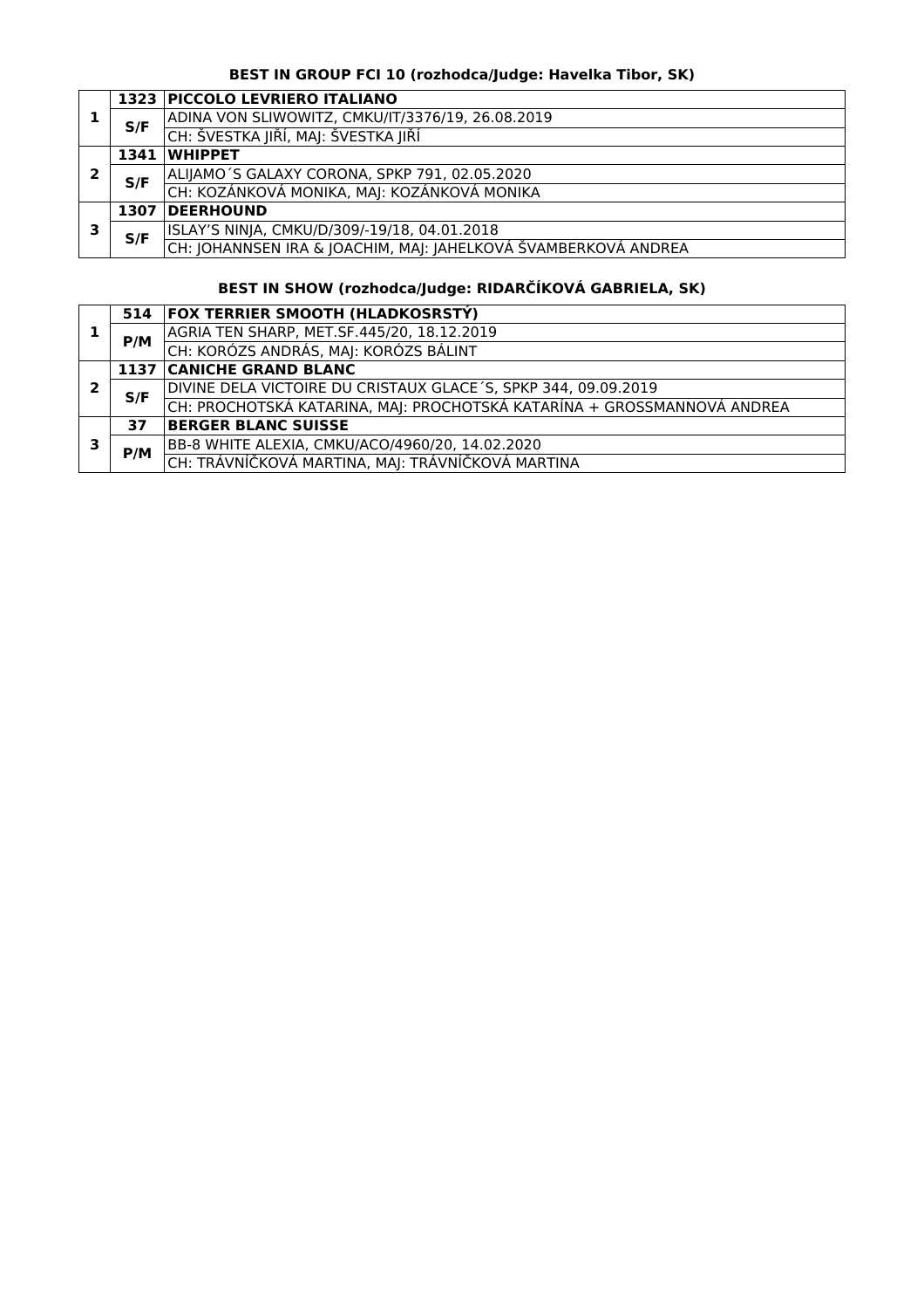### BEST IN GROUP FCI 10 (rozhodca/Judge: Havelka Tibor, SK)

| | | |
|---|---|---|
| **1** | **1323** | **PICCOLO LEVRIERO ITALIANO** |
| | **S/F** | ADINA VON SLIWOWITZ, CMKU/IT/3376/19, 26.08.2019 |
| | | CH: ŠVESTKA JIŘÍ, MAJ: ŠVESTKA JIŘÍ |
| **2** | **1341** | **WHIPPET** |
| | **S/F** | ALIJAMO´S GALAXY CORONA, SPKP 791, 02.05.2020 |
| | | CH: KOZÁNKOVÁ MONIKA, MAJ: KOZÁNKOVÁ MONIKA |
| **3** | **1307** | **DEERHOUND** |
| | **S/F** | ISLAY'S NINJA, CMKU/D/309/-19/18, 04.01.2018 |
| | | CH: JOHANNSEN IRA & JOACHIM, MAJ: JAHELKOVÁ ŠVAMBERKOVÁ ANDREA |

### BEST IN SHOW (rozhodca/Judge: RIDARČÍKOVÁ GABRIELA, SK)

| | | |
|---|---|---|
| **1** | **514** | **FOX TERRIER SMOOTH (HLADKOSRSTÝ)** |
| | **P/M** | AGRIA TEN SHARP, MET.SF.445/20, 18.12.2019 |
| | | CH: KORÓZS ANDRÁS, MAJ: KORÓZS BÁLINT |
| **2** | **1137** | **CANICHE GRAND BLANC** |
| | **S/F** | DIVINE DELA VICTOIRE DU CRISTAUX GLACE´S, SPKP 344, 09.09.2019 |
| | | CH: PROCHOTSKÁ KATARINA, MAJ: PROCHOTSKÁ KATARÍNA + GROSSMANNOVÁ ANDREA |
| **3** | **37** | **BERGER BLANC SUISSE** |
| | **P/M** | BB-8 WHITE ALEXIA, CMKU/ACO/4960/20, 14.02.2020 |
| | | CH: TRÁVNÍČKOVÁ MARTINA, MAJ: TRÁVNÍČKOVÁ MARTINA |